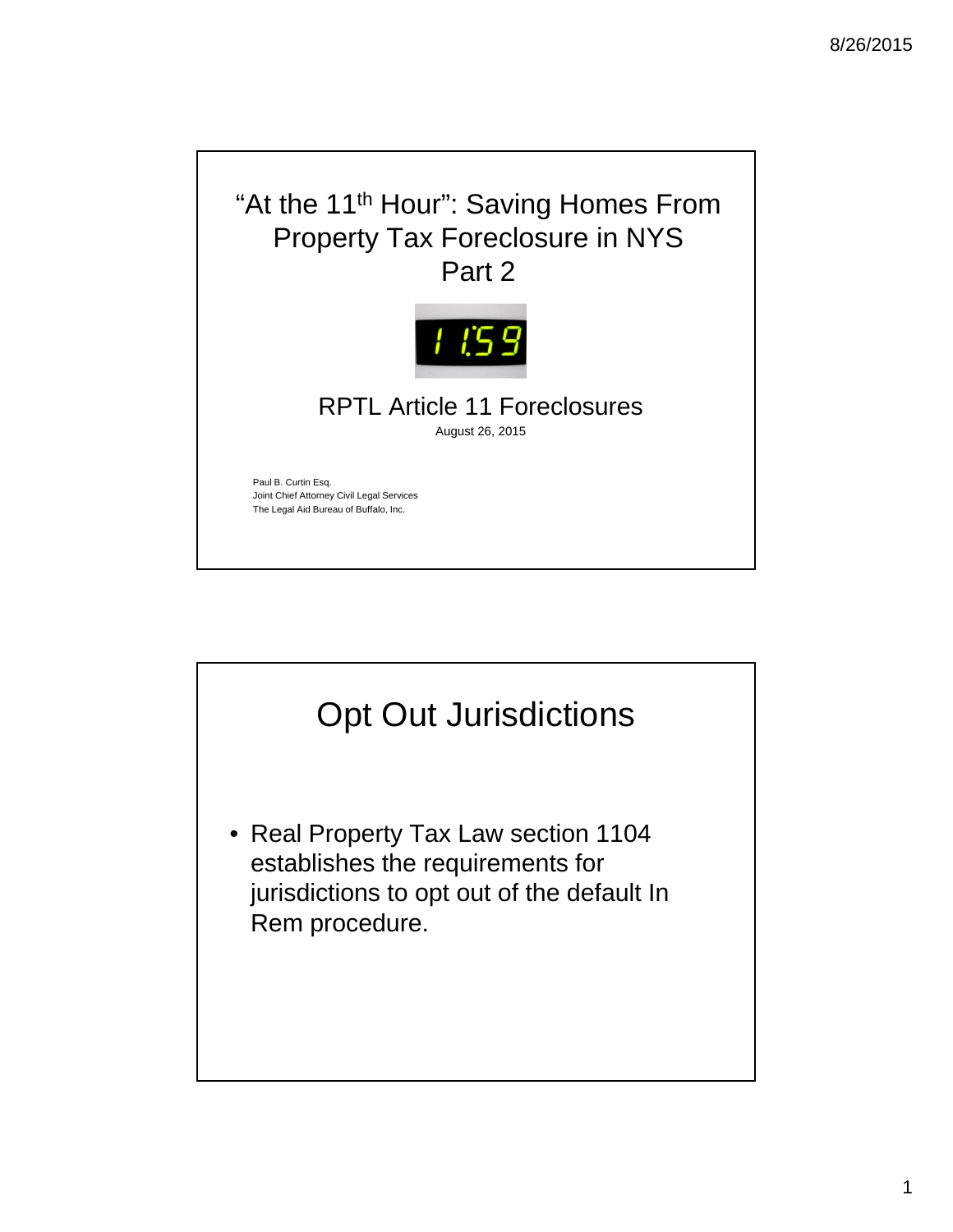# "At the 11th Hour": Saving Homes From Property Tax Foreclosure in NYS Part 2

## RPTL Article 11 Foreclosures

August 26, 2015

Paul B. Curtin Esq.
Joint Chief Attorney Civil Legal Services
The Legal Aid Bureau of Buffalo, Inc.

---

# Opt Out Jurisdictions

- Real Property Tax Law section 1104 establishes the requirements for jurisdictions to opt out of the default In Rem procedure.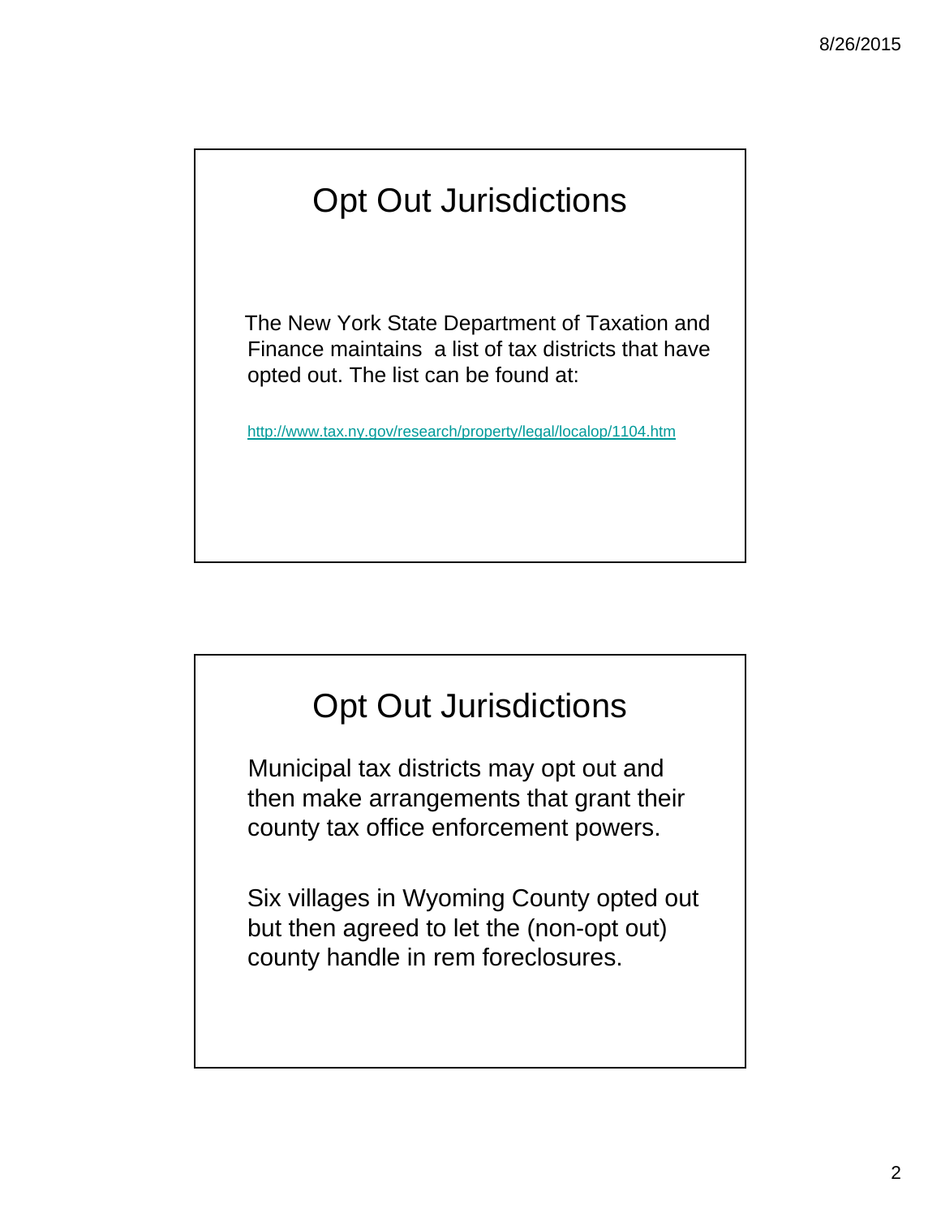## Opt Out Jurisdictions

The New York State Department of Taxation and Finance maintains a list of tax districts that have opted out. The list can be found at:

http://www.tax.ny.gov/research/property/legal/localop/1104.htm

## Opt Out Jurisdictions

Municipal tax districts may opt out and then make arrangements that grant their county tax office enforcement powers.

Six villages in Wyoming County opted out but then agreed to let the (non-opt out) county handle in rem foreclosures.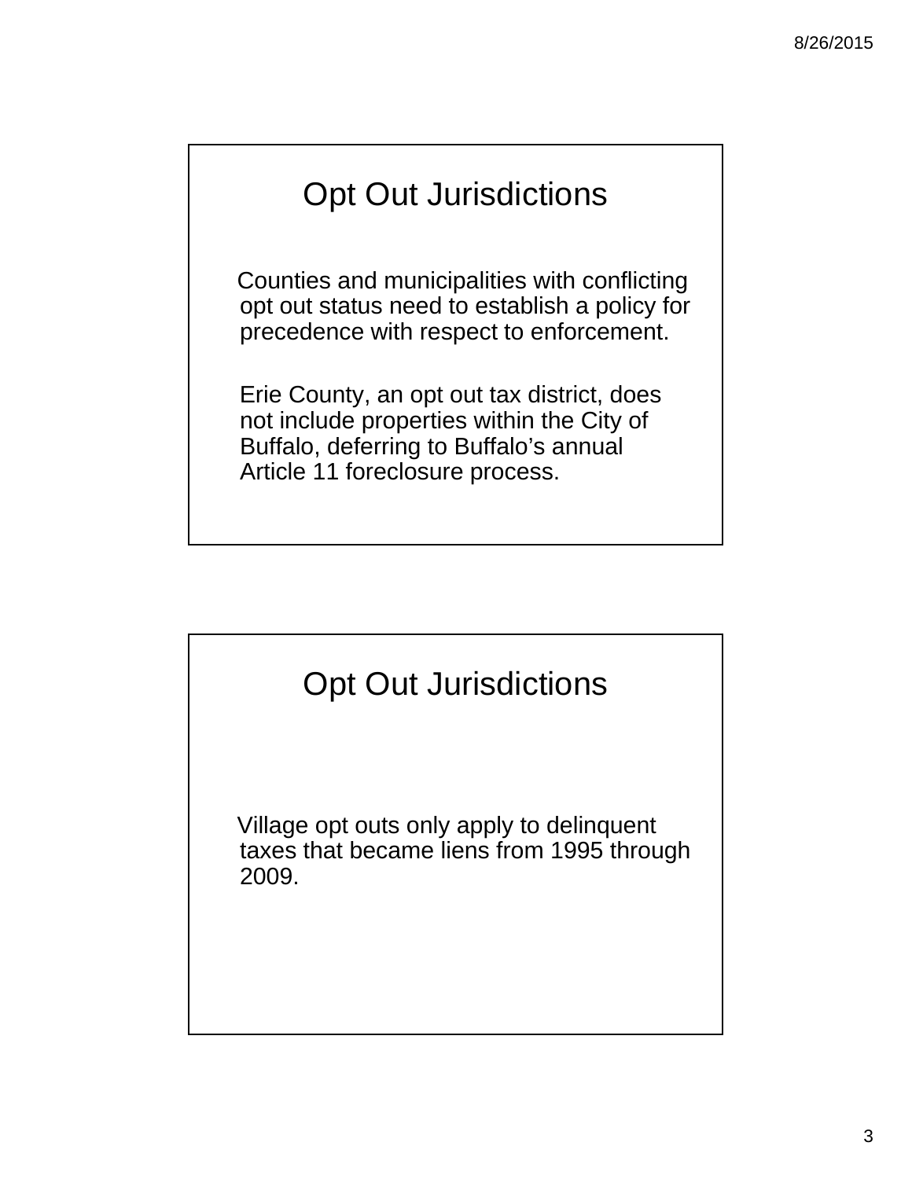## Opt Out Jurisdictions

Counties and municipalities with conflicting opt out status need to establish a policy for precedence with respect to enforcement.

Erie County, an opt out tax district, does not include properties within the City of Buffalo, deferring to Buffalo's annual Article 11 foreclosure process.

## Opt Out Jurisdictions

Village opt outs only apply to delinquent taxes that became liens from 1995 through 2009.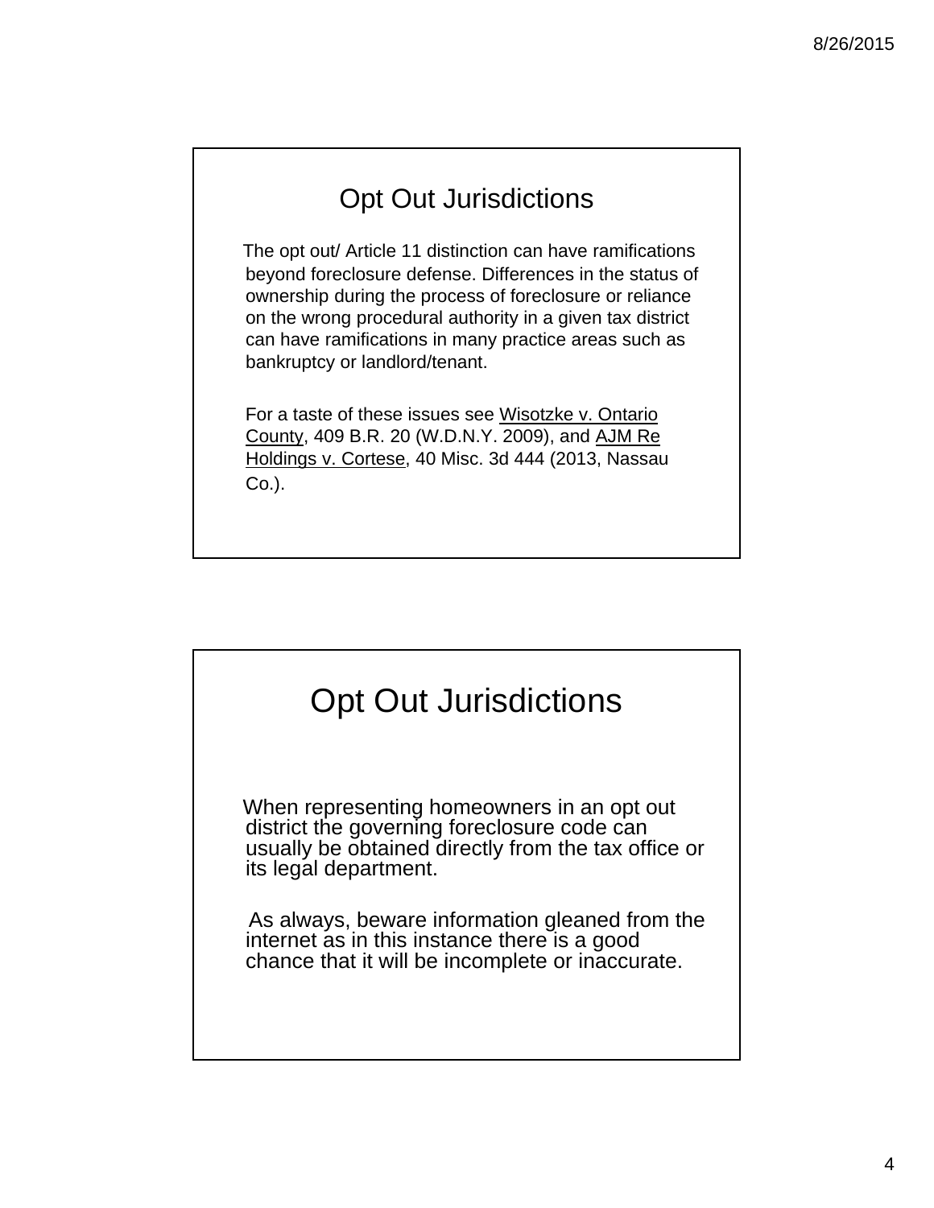## Opt Out Jurisdictions

The opt out/ Article 11 distinction can have ramifications beyond foreclosure defense. Differences in the status of ownership during the process of foreclosure or reliance on the wrong procedural authority in a given tax district can have ramifications in many practice areas such as bankruptcy or landlord/tenant.

For a taste of these issues see Wisotzke v. Ontario County, 409 B.R. 20 (W.D.N.Y. 2009), and AJM Re Holdings v. Cortese, 40 Misc. 3d 444 (2013, Nassau Co.).

## Opt Out Jurisdictions

When representing homeowners in an opt out district the governing foreclosure code can usually be obtained directly from the tax office or its legal department.

As always, beware information gleaned from the internet as in this instance there is a good chance that it will be incomplete or inaccurate.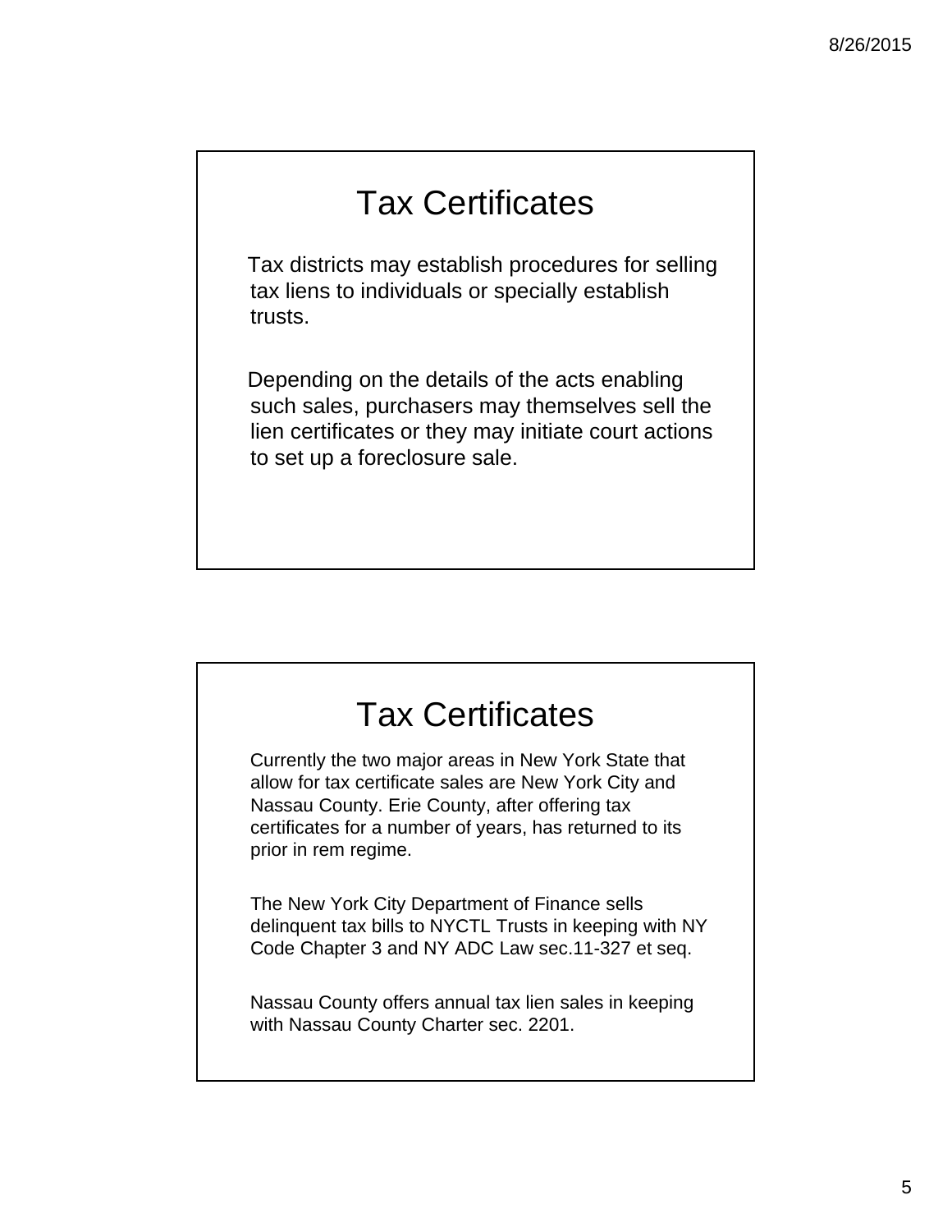## Tax Certificates

Tax districts may establish procedures for selling tax liens to individuals or specially establish trusts.

Depending on the details of the acts enabling such sales, purchasers may themselves sell the lien certificates or they may initiate court actions to set up a foreclosure sale.

## Tax Certificates

Currently the two major areas in New York State that allow for tax certificate sales are New York City and Nassau County. Erie County, after offering tax certificates for a number of years, has returned to its prior in rem regime.

The New York City Department of Finance sells delinquent tax bills to NYCTL Trusts in keeping with NY Code Chapter 3 and NY ADC Law sec.11-327 et seq.

Nassau County offers annual tax lien sales in keeping with Nassau County Charter sec. 2201.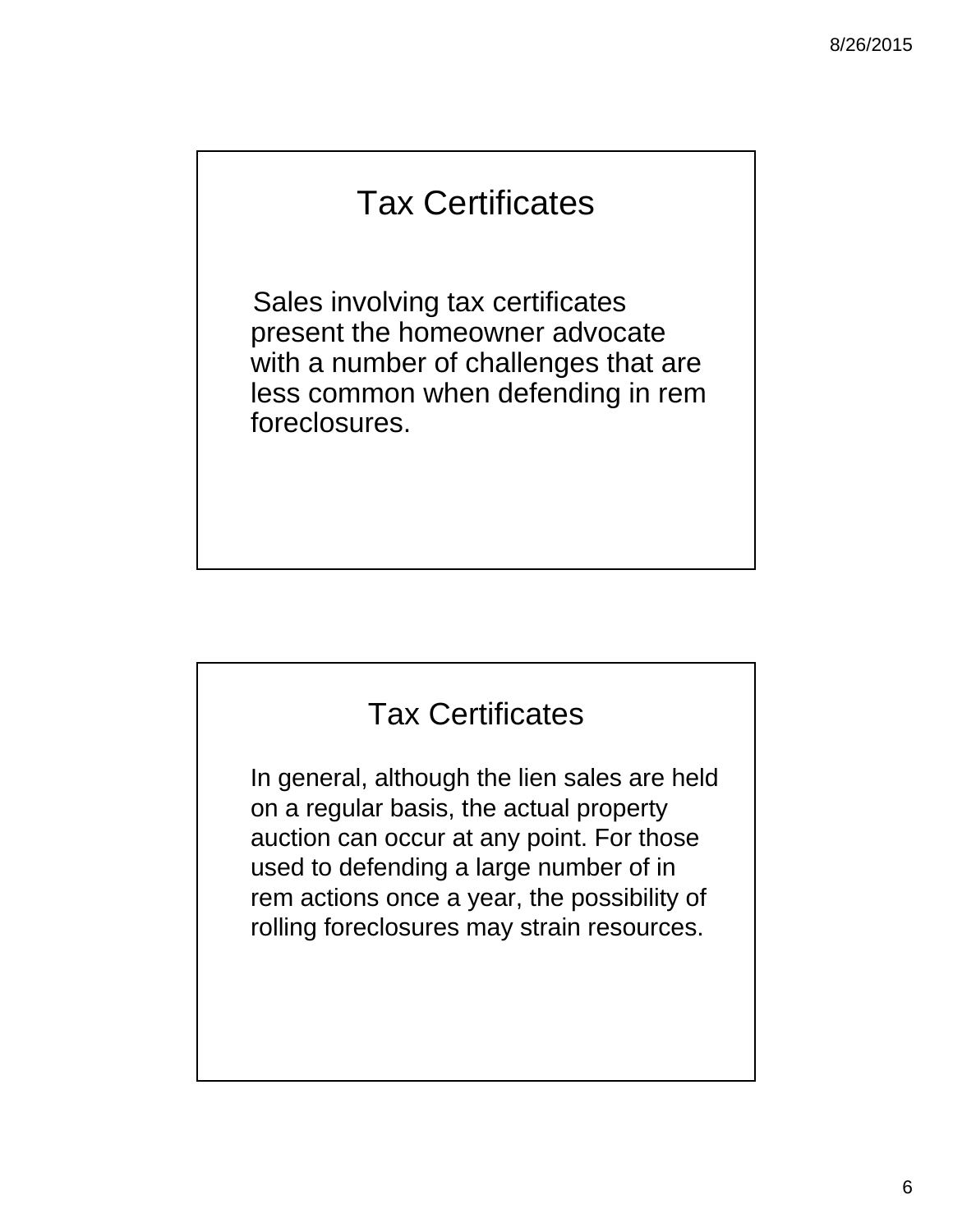## Tax Certificates

Sales involving tax certificates present the homeowner advocate with a number of challenges that are less common when defending in rem foreclosures.

## Tax Certificates

In general, although the lien sales are held on a regular basis, the actual property auction can occur at any point. For those used to defending a large number of in rem actions once a year, the possibility of rolling foreclosures may strain resources.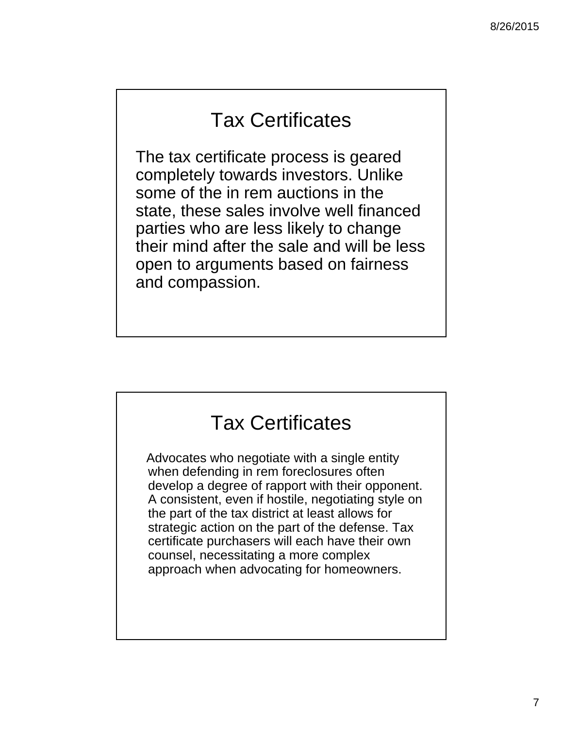## Tax Certificates

The tax certificate process is geared completely towards investors. Unlike some of the in rem auctions in the state, these sales involve well financed parties who are less likely to change their mind after the sale and will be less open to arguments based on fairness and compassion.

## Tax Certificates

Advocates who negotiate with a single entity when defending in rem foreclosures often develop a degree of rapport with their opponent. A consistent, even if hostile, negotiating style on the part of the tax district at least allows for strategic action on the part of the defense. Tax certificate purchasers will each have their own counsel, necessitating a more complex approach when advocating for homeowners.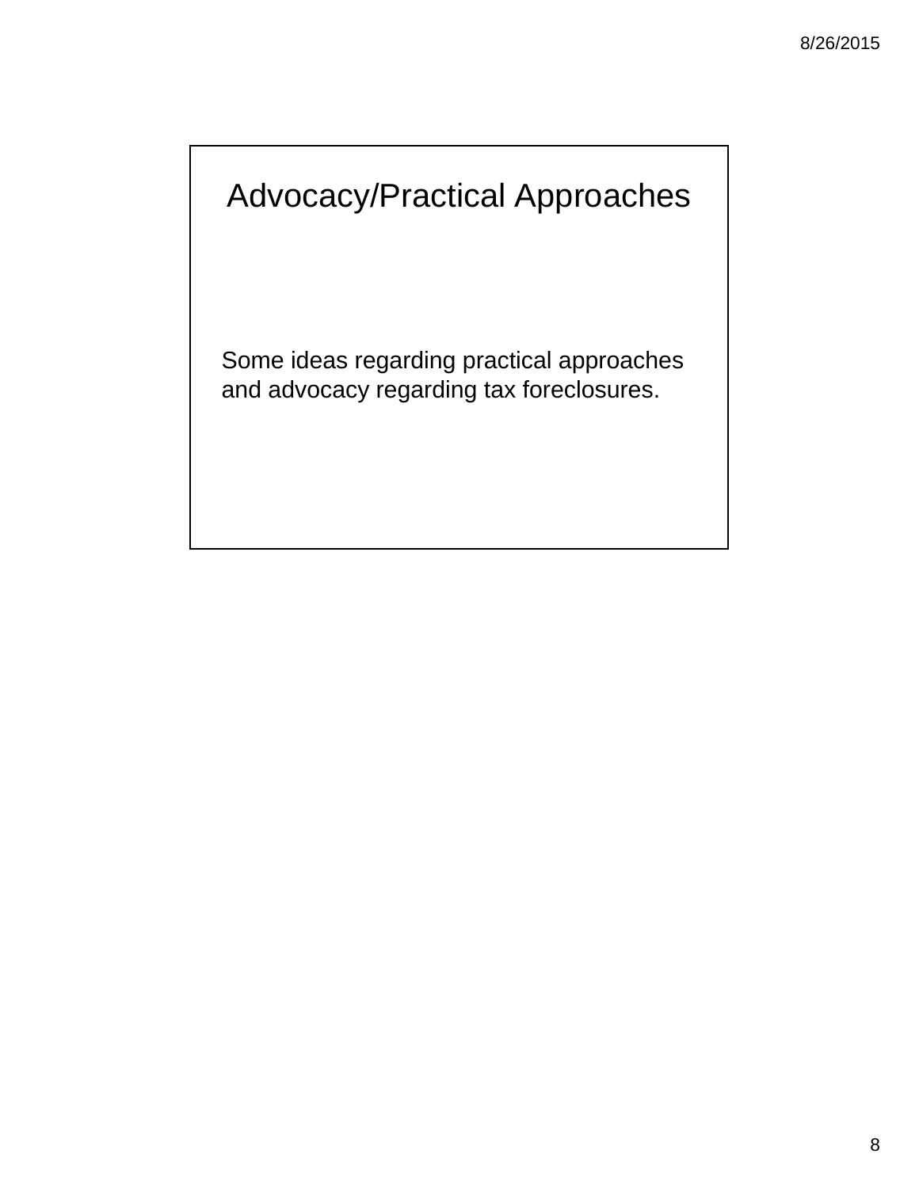# Advocacy/Practical Approaches

Some ideas regarding practical approaches and advocacy regarding tax foreclosures.